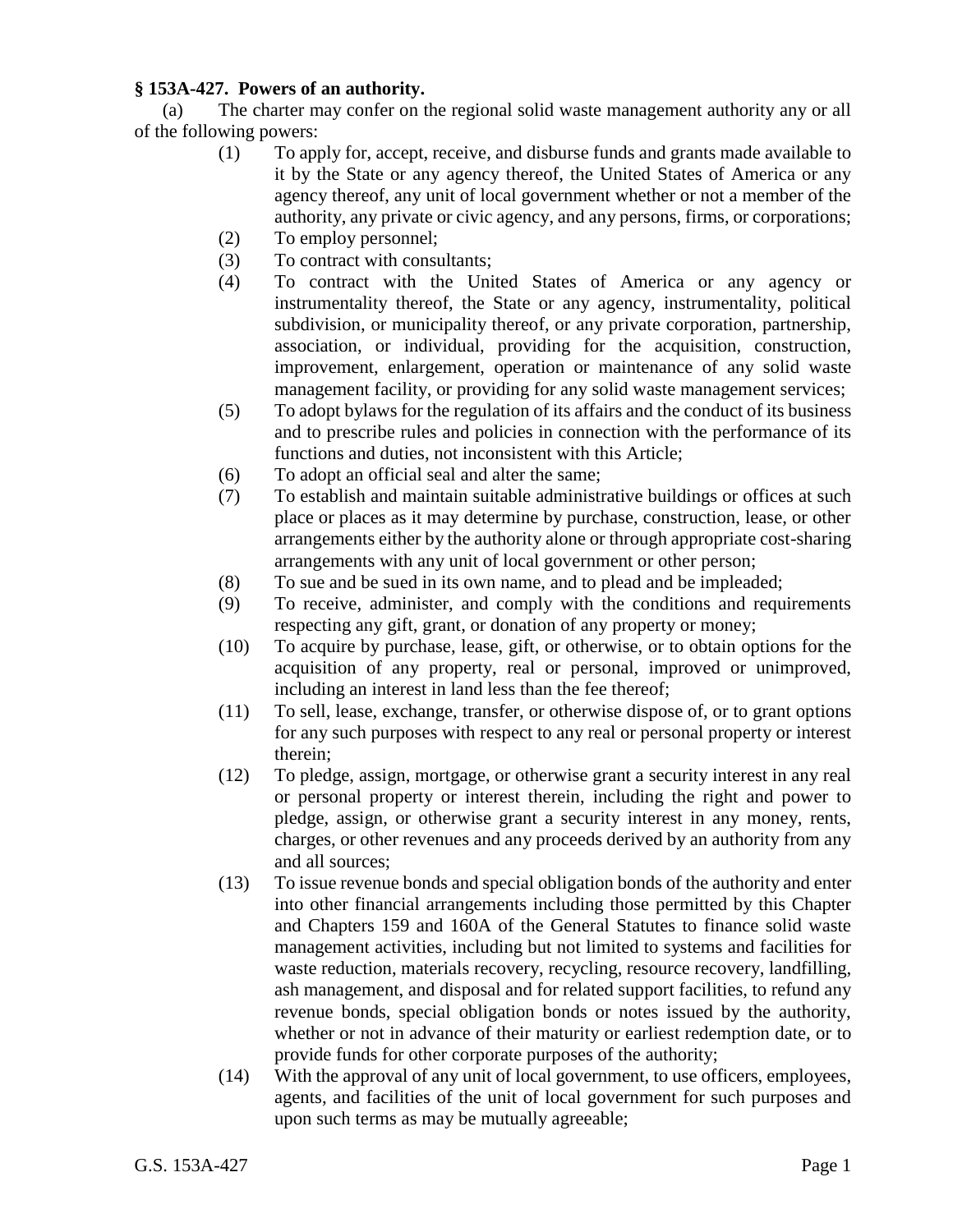**§ 153A-427. Powers of an authority.**

(a) The charter may confer on the regional solid waste management authority any or all of the following powers:

(1) To apply for, accept, receive, and disburse funds and grants made available to it by the State or any agency thereof, the United States of America or any agency thereof, any unit of local government whether or not a member of the authority, any private or civic agency, and any persons, firms, or corporations;

(2) To employ personnel;

(3) To contract with consultants;

(4) To contract with the United States of America or any agency or instrumentality thereof, the State or any agency, instrumentality, political subdivision, or municipality thereof, or any private corporation, partnership, association, or individual, providing for the acquisition, construction, improvement, enlargement, operation or maintenance of any solid waste management facility, or providing for any solid waste management services;

(5) To adopt bylaws for the regulation of its affairs and the conduct of its business and to prescribe rules and policies in connection with the performance of its functions and duties, not inconsistent with this Article;

(6) To adopt an official seal and alter the same;

(7) To establish and maintain suitable administrative buildings or offices at such place or places as it may determine by purchase, construction, lease, or other arrangements either by the authority alone or through appropriate cost-sharing arrangements with any unit of local government or other person;

(8) To sue and be sued in its own name, and to plead and be impleaded;

(9) To receive, administer, and comply with the conditions and requirements respecting any gift, grant, or donation of any property or money;

(10) To acquire by purchase, lease, gift, or otherwise, or to obtain options for the acquisition of any property, real or personal, improved or unimproved, including an interest in land less than the fee thereof;

(11) To sell, lease, exchange, transfer, or otherwise dispose of, or to grant options for any such purposes with respect to any real or personal property or interest therein;

(12) To pledge, assign, mortgage, or otherwise grant a security interest in any real or personal property or interest therein, including the right and power to pledge, assign, or otherwise grant a security interest in any money, rents, charges, or other revenues and any proceeds derived by an authority from any and all sources;

(13) To issue revenue bonds and special obligation bonds of the authority and enter into other financial arrangements including those permitted by this Chapter and Chapters 159 and 160A of the General Statutes to finance solid waste management activities, including but not limited to systems and facilities for waste reduction, materials recovery, recycling, resource recovery, landfilling, ash management, and disposal and for related support facilities, to refund any revenue bonds, special obligation bonds or notes issued by the authority, whether or not in advance of their maturity or earliest redemption date, or to provide funds for other corporate purposes of the authority;

(14) With the approval of any unit of local government, to use officers, employees, agents, and facilities of the unit of local government for such purposes and upon such terms as may be mutually agreeable;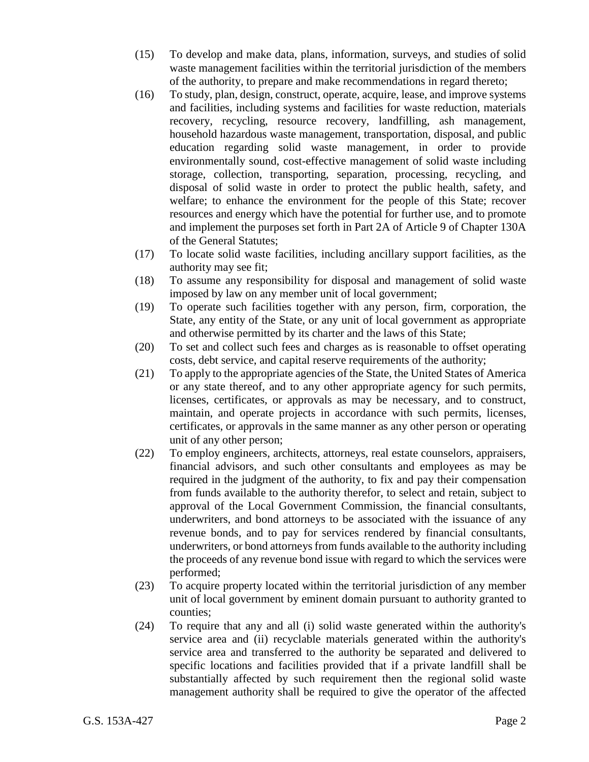(15) To develop and make data, plans, information, surveys, and studies of solid waste management facilities within the territorial jurisdiction of the members of the authority, to prepare and make recommendations in regard thereto;

(16) To study, plan, design, construct, operate, acquire, lease, and improve systems and facilities, including systems and facilities for waste reduction, materials recovery, recycling, resource recovery, landfilling, ash management, household hazardous waste management, transportation, disposal, and public education regarding solid waste management, in order to provide environmentally sound, cost-effective management of solid waste including storage, collection, transporting, separation, processing, recycling, and disposal of solid waste in order to protect the public health, safety, and welfare; to enhance the environment for the people of this State; recover resources and energy which have the potential for further use, and to promote and implement the purposes set forth in Part 2A of Article 9 of Chapter 130A of the General Statutes;

(17) To locate solid waste facilities, including ancillary support facilities, as the authority may see fit;

(18) To assume any responsibility for disposal and management of solid waste imposed by law on any member unit of local government;

(19) To operate such facilities together with any person, firm, corporation, the State, any entity of the State, or any unit of local government as appropriate and otherwise permitted by its charter and the laws of this State;

(20) To set and collect such fees and charges as is reasonable to offset operating costs, debt service, and capital reserve requirements of the authority;

(21) To apply to the appropriate agencies of the State, the United States of America or any state thereof, and to any other appropriate agency for such permits, licenses, certificates, or approvals as may be necessary, and to construct, maintain, and operate projects in accordance with such permits, licenses, certificates, or approvals in the same manner as any other person or operating unit of any other person;

(22) To employ engineers, architects, attorneys, real estate counselors, appraisers, financial advisors, and such other consultants and employees as may be required in the judgment of the authority, to fix and pay their compensation from funds available to the authority therefor, to select and retain, subject to approval of the Local Government Commission, the financial consultants, underwriters, and bond attorneys to be associated with the issuance of any revenue bonds, and to pay for services rendered by financial consultants, underwriters, or bond attorneys from funds available to the authority including the proceeds of any revenue bond issue with regard to which the services were performed;

(23) To acquire property located within the territorial jurisdiction of any member unit of local government by eminent domain pursuant to authority granted to counties;

(24) To require that any and all (i) solid waste generated within the authority's service area and (ii) recyclable materials generated within the authority's service area and transferred to the authority be separated and delivered to specific locations and facilities provided that if a private landfill shall be substantially affected by such requirement then the regional solid waste management authority shall be required to give the operator of the affected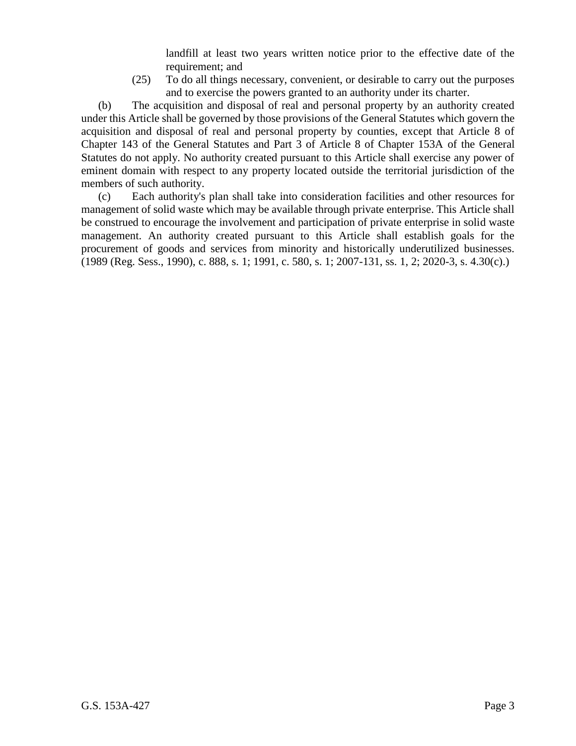landfill at least two years written notice prior to the effective date of the requirement; and

(25) To do all things necessary, convenient, or desirable to carry out the purposes and to exercise the powers granted to an authority under its charter.

(b) The acquisition and disposal of real and personal property by an authority created under this Article shall be governed by those provisions of the General Statutes which govern the acquisition and disposal of real and personal property by counties, except that Article 8 of Chapter 143 of the General Statutes and Part 3 of Article 8 of Chapter 153A of the General Statutes do not apply. No authority created pursuant to this Article shall exercise any power of eminent domain with respect to any property located outside the territorial jurisdiction of the members of such authority.

(c) Each authority's plan shall take into consideration facilities and other resources for management of solid waste which may be available through private enterprise. This Article shall be construed to encourage the involvement and participation of private enterprise in solid waste management. An authority created pursuant to this Article shall establish goals for the procurement of goods and services from minority and historically underutilized businesses. (1989 (Reg. Sess., 1990), c. 888, s. 1; 1991, c. 580, s. 1; 2007-131, ss. 1, 2; 2020-3, s. 4.30(c).)